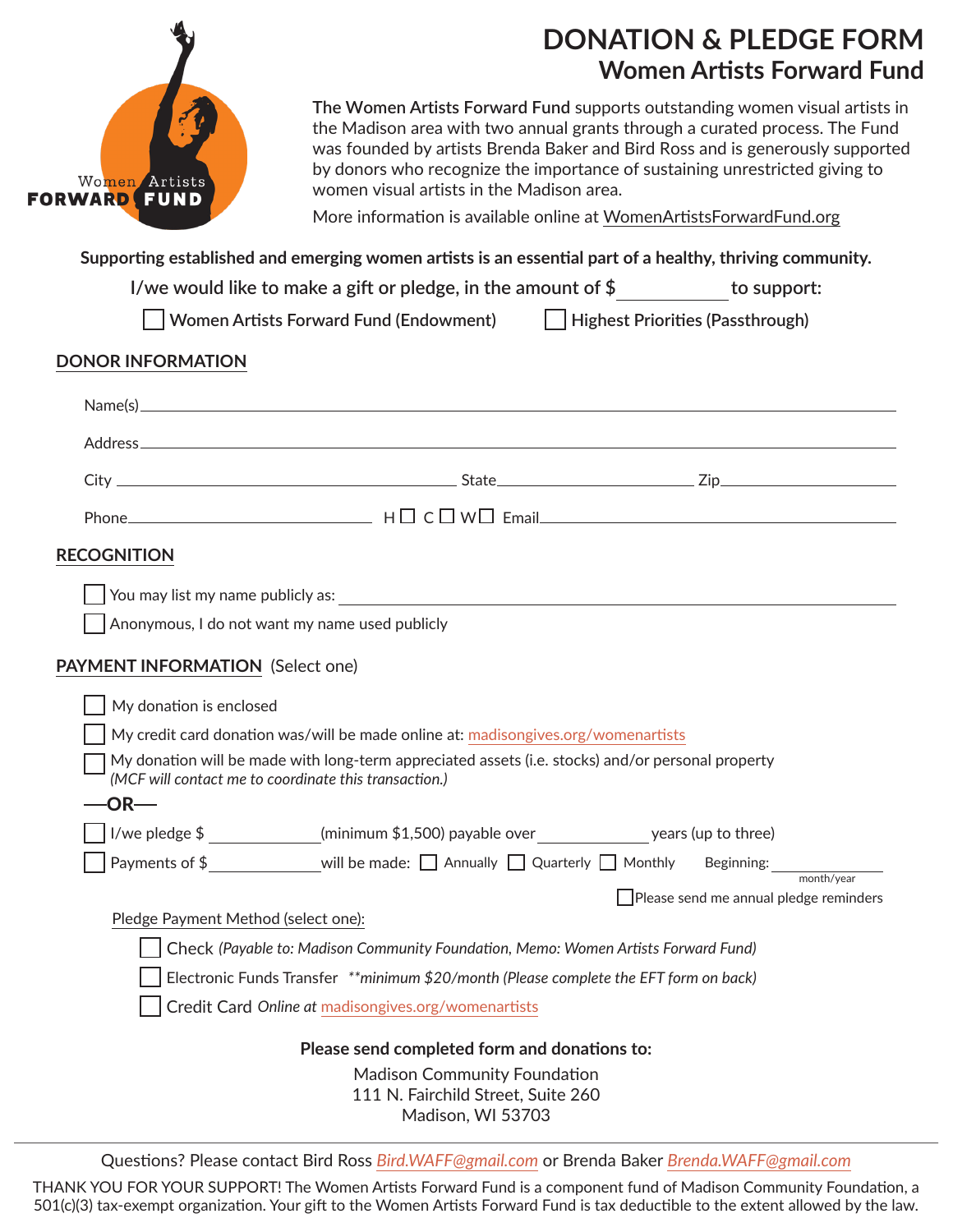Women Artists FORWARD FUND

# DONATION & PLEDGE FORM

## Women Artists Forward Fund

**The Women Artists Forward Fund** supports outstanding women visual artists in the Madison area with two annual grants through a curated process. The Fund was founded by artists Brenda Baker and Bird Ross and is generously supported by donors who recognize the importance of sustaining unrestricted giving to women visual artists in the Madison area.

More information is available online at WomenArtistsForwardFund.org

**Supporting established and emerging women artists is an essential part of a healthy, thriving community.**

I/we would like to make a gift or pledge, in the amount of $ ____________ to support:

☐ Women Artists Forward Fund (Endowment) ☐ Highest Priorities (Passthrough)

### DONOR INFORMATION

Name(s) ______________________________________________

Address ______________________________________________

City ____________________ State ____________________ Zip ____________________

Phone ____________________ H ☐ C ☐ W ☐ Email ______________________________

### RECOGNITION

☐ You may list my name publicly as: ______________________________

☐ Anonymous, I do not want my name used publicly

### PAYMENT INFORMATION (Select one)

☐ My donation is enclosed

☐ My credit card donation was/will be made online at: madisongives.org/womenartists

☐ My donation will be made with long-term appreciated assets (i.e. stocks) and/or personal property *(MCF will contact me to coordinate this transaction.)*

**—OR—**

☐ I/we pledge $ ____________ (minimum $1,500) payable over ____________ years (up to three)

☐ Payments of $ ____________ will be made: ☐ Annually ☐ Quarterly ☐ Monthly Beginning: ____________ (month/year)

☐ Please send me annual pledge reminders

Pledge Payment Method (select one):

☐ Check *(Payable to: Madison Community Foundation, Memo: Women Artists Forward Fund)*

☐ Electronic Funds Transfer *\*\*minimum $20/month (Please complete the EFT form on back)*

☐ Credit Card *Online at* madisongives.org/womenartists

**Please send completed form and donations to:**

Madison Community Foundation
111 N. Fairchild Street, Suite 260
Madison, WI 53703

---

Questions? Please contact Bird Ross *Bird.WAFF@gmail.com* or Brenda Baker *Brenda.WAFF@gmail.com*

THANK YOU FOR YOUR SUPPORT! The Women Artists Forward Fund is a component fund of Madison Community Foundation, a 501(c)(3) tax-exempt organization. Your gift to the Women Artists Forward Fund is tax deductible to the extent allowed by the law.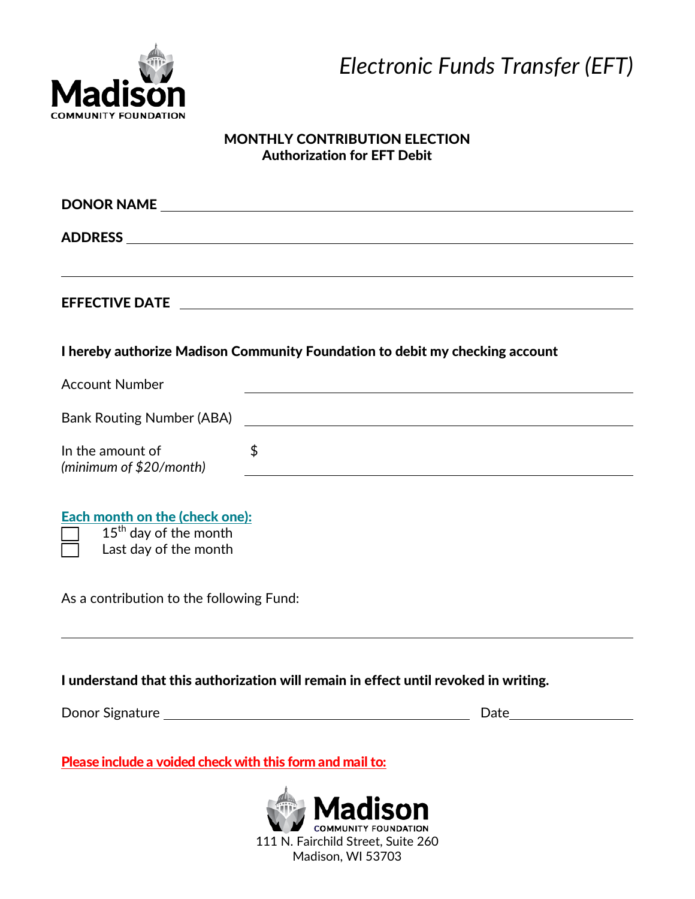Madison COMMUNITY FOUNDATION

*Electronic Funds Transfer (EFT)*

**MONTHLY CONTRIBUTION ELECTION**
**Authorization for EFT Debit**

**DONOR NAME** \_\_\_\_\_\_\_\_\_\_\_\_\_\_\_\_\_\_\_\_\_\_\_\_\_\_\_\_\_\_\_\_

**ADDRESS** \_\_\_\_\_\_\_\_\_\_\_\_\_\_\_\_\_\_\_\_\_\_\_\_\_\_\_\_\_\_\_\_

\_\_\_\_\_\_\_\_\_\_\_\_\_\_\_\_\_\_\_\_\_\_\_\_\_\_\_\_\_\_\_\_\_\_\_\_\_\_\_\_

**EFFECTIVE DATE** \_\_\_\_\_\_\_\_\_\_\_\_\_\_\_\_\_\_\_\_\_\_\_\_\_\_\_\_\_\_\_\_

**I hereby authorize Madison Community Foundation to debit my checking account**

Account Number \_\_\_\_\_\_\_\_\_\_\_\_\_\_\_\_\_\_\_\_\_\_\_\_\_\_\_\_\_\_\_\_

Bank Routing Number (ABA) \_\_\_\_\_\_\_\_\_\_\_\_\_\_\_\_\_\_\_\_\_\_\_\_\_\_\_\_\_\_\_\_

In the amount of $ \_\_\_\_\_\_\_\_\_\_\_\_\_\_\_\_\_\_\_\_\_\_\_\_\_\_\_\_\_\_\_\_
*(minimum of $20/month)*

**Each month on the (check one):**

- ☐ 15th day of the month
- ☐ Last day of the month

As a contribution to the following Fund:

\_\_\_\_\_\_\_\_\_\_\_\_\_\_\_\_\_\_\_\_\_\_\_\_\_\_\_\_\_\_\_\_\_\_\_\_\_\_\_\_

**I understand that this authorization will remain in effect until revoked in writing.**

Donor Signature \_\_\_\_\_\_\_\_\_\_\_\_\_\_\_\_\_\_\_\_\_\_\_\_ Date \_\_\_\_\_\_\_\_\_\_\_\_

**Please include a voided check with this form and mail to:**

Madison COMMUNITY FOUNDATION
111 N. Fairchild Street, Suite 260
Madison, WI 53703